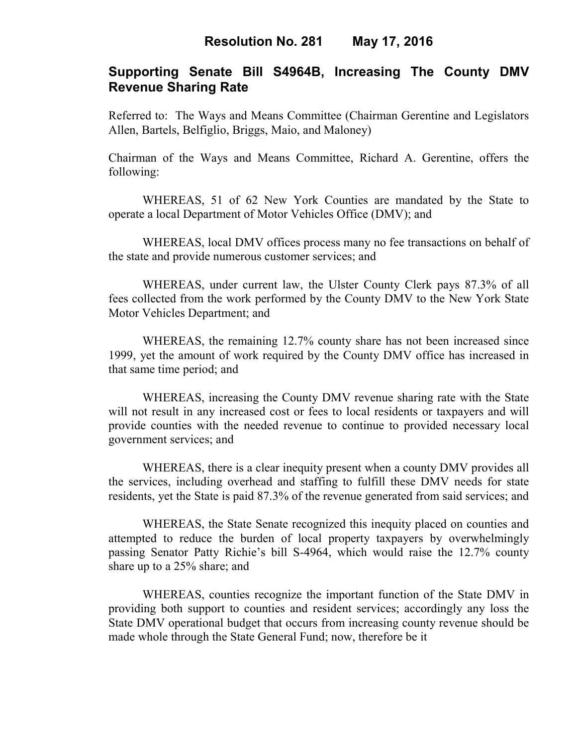**Resolution No. 281 May 17, 2016**

## Supporting Senate Bill S4964B, Increasing The County DMV Revenue Sharing Rate

Referred to: The Ways and Means Committee (Chairman Gerentine and Legislators Allen, Bartels, Belfiglio, Briggs, Maio, and Maloney)

Chairman of the Ways and Means Committee, Richard A. Gerentine, offers the following:

WHEREAS, 51 of 62 New York Counties are mandated by the State to operate a local Department of Motor Vehicles Office (DMV); and

WHEREAS, local DMV offices process many no fee transactions on behalf of the state and provide numerous customer services; and

WHEREAS, under current law, the Ulster County Clerk pays 87.3% of all fees collected from the work performed by the County DMV to the New York State Motor Vehicles Department; and

WHEREAS, the remaining 12.7% county share has not been increased since 1999, yet the amount of work required by the County DMV office has increased in that same time period; and

WHEREAS, increasing the County DMV revenue sharing rate with the State will not result in any increased cost or fees to local residents or taxpayers and will provide counties with the needed revenue to continue to provided necessary local government services; and

WHEREAS, there is a clear inequity present when a county DMV provides all the services, including overhead and staffing to fulfill these DMV needs for state residents, yet the State is paid 87.3% of the revenue generated from said services; and

WHEREAS, the State Senate recognized this inequity placed on counties and attempted to reduce the burden of local property taxpayers by overwhelmingly passing Senator Patty Richie's bill S-4964, which would raise the 12.7% county share up to a 25% share; and

WHEREAS, counties recognize the important function of the State DMV in providing both support to counties and resident services; accordingly any loss the State DMV operational budget that occurs from increasing county revenue should be made whole through the State General Fund; now, therefore be it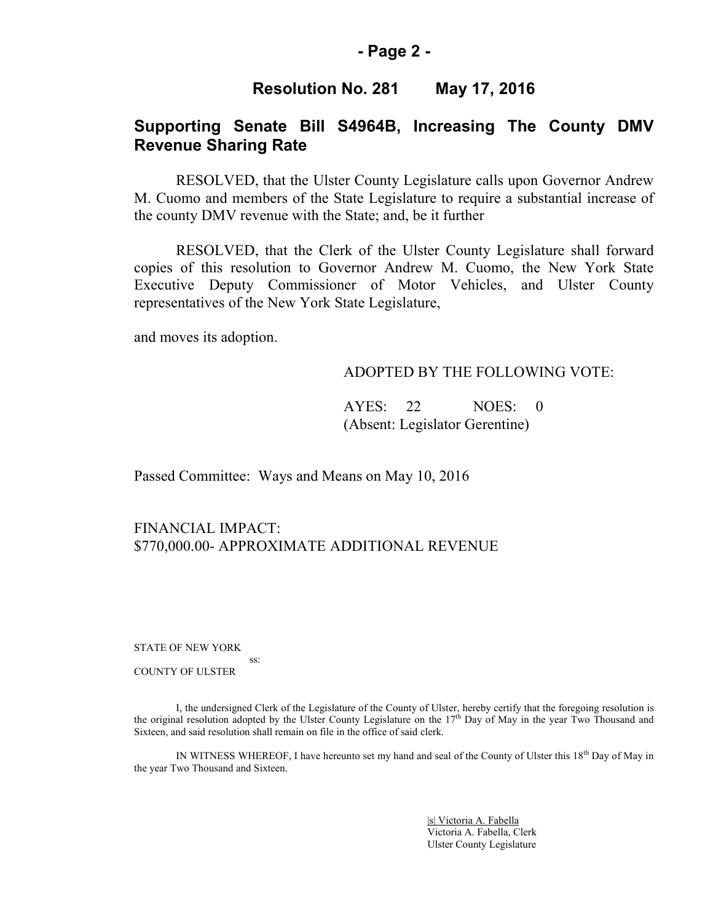## Resolution No. 281 May 17, 2016

### Supporting Senate Bill S4964B, Increasing The County DMV Revenue Sharing Rate

RESOLVED, that the Ulster County Legislature calls upon Governor Andrew M. Cuomo and members of the State Legislature to require a substantial increase of the county DMV revenue with the State; and, be it further

RESOLVED, that the Clerk of the Ulster County Legislature shall forward copies of this resolution to Governor Andrew M. Cuomo, the New York State Executive Deputy Commissioner of Motor Vehicles, and Ulster County representatives of the New York State Legislature,

and moves its adoption.

ADOPTED BY THE FOLLOWING VOTE:

AYES: 22 NOES: 0
(Absent: Legislator Gerentine)

Passed Committee: Ways and Means on May 10, 2016

FINANCIAL IMPACT:
$770,000.00- APPROXIMATE ADDITIONAL REVENUE

STATE OF NEW YORK
ss:
COUNTY OF ULSTER

I, the undersigned Clerk of the Legislature of the County of Ulster, hereby certify that the foregoing resolution is the original resolution adopted by the Ulster County Legislature on the 17th Day of May in the year Two Thousand and Sixteen, and said resolution shall remain on file in the office of said clerk.

IN WITNESS WHEREOF, I have hereunto set my hand and seal of the County of Ulster this 18th Day of May in the year Two Thousand and Sixteen.

|s| Victoria A. Fabella
Victoria A. Fabella, Clerk
Ulster County Legislature